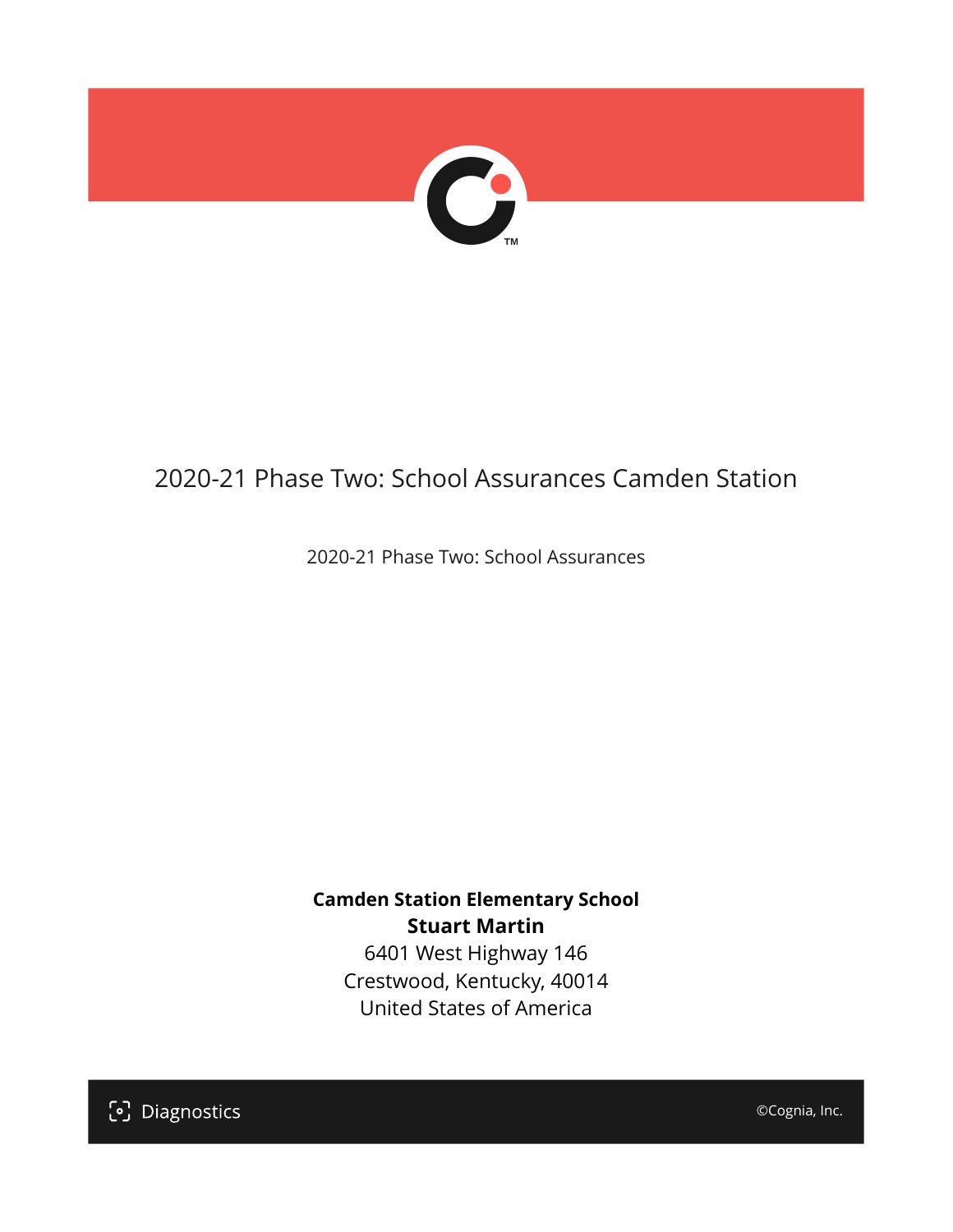# 2020-21 Phase Two: School Assurances Camden Station

2020-21 Phase Two: School Assurances

**Camden Station Elementary School**
**Stuart Martin**
6401 West Highway 146
Crestwood, Kentucky, 40014
United States of America

Diagnostics

©Cognia, Inc.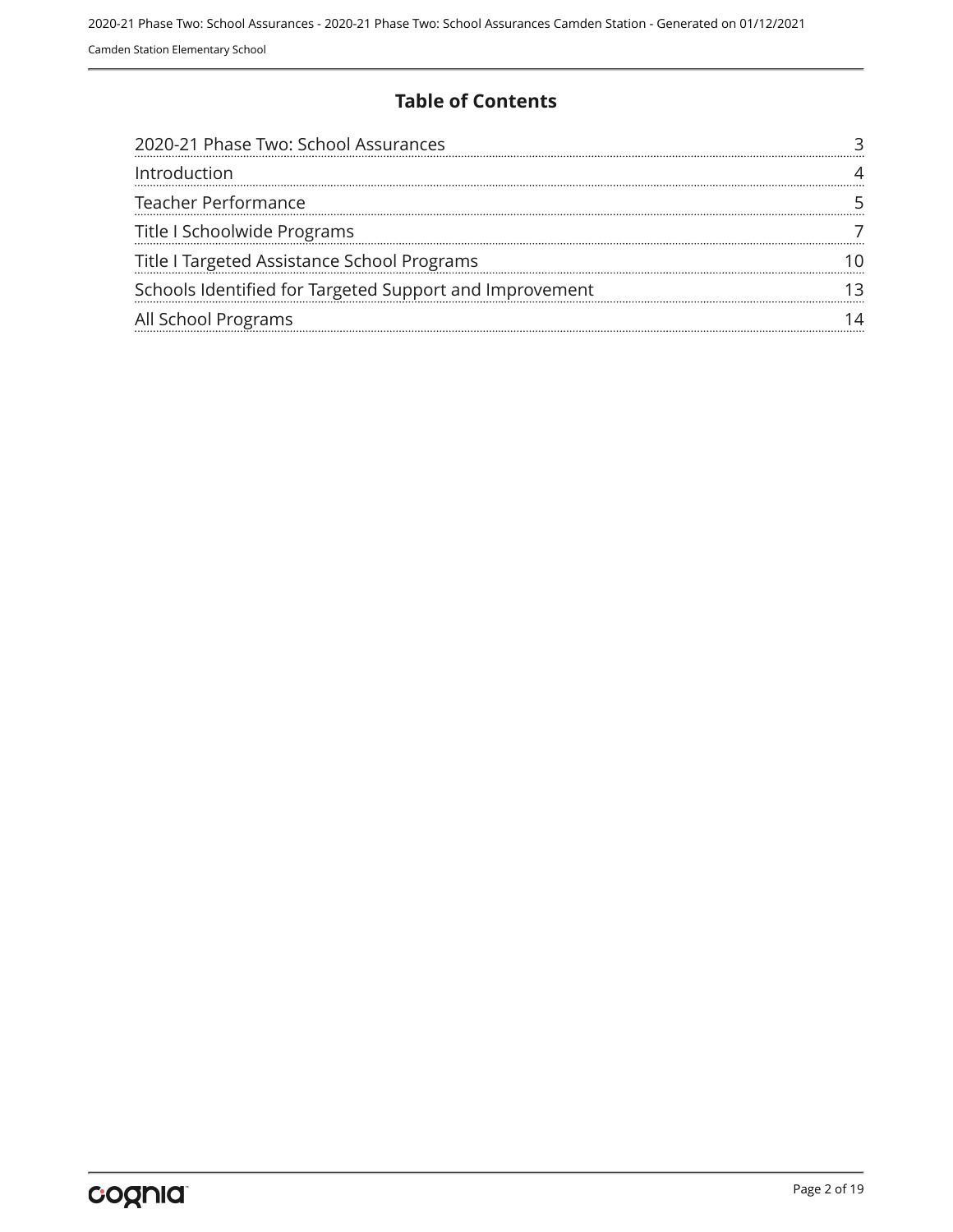# Table of Contents

| | |
|---|---|
| 2020-21 Phase Two: School Assurances | 3 |
| Introduction | 4 |
| Teacher Performance | 5 |
| Title I Schoolwide Programs | 7 |
| Title I Targeted Assistance School Programs | 10 |
| Schools Identified for Targeted Support and Improvement | 13 |
| All School Programs | 14 |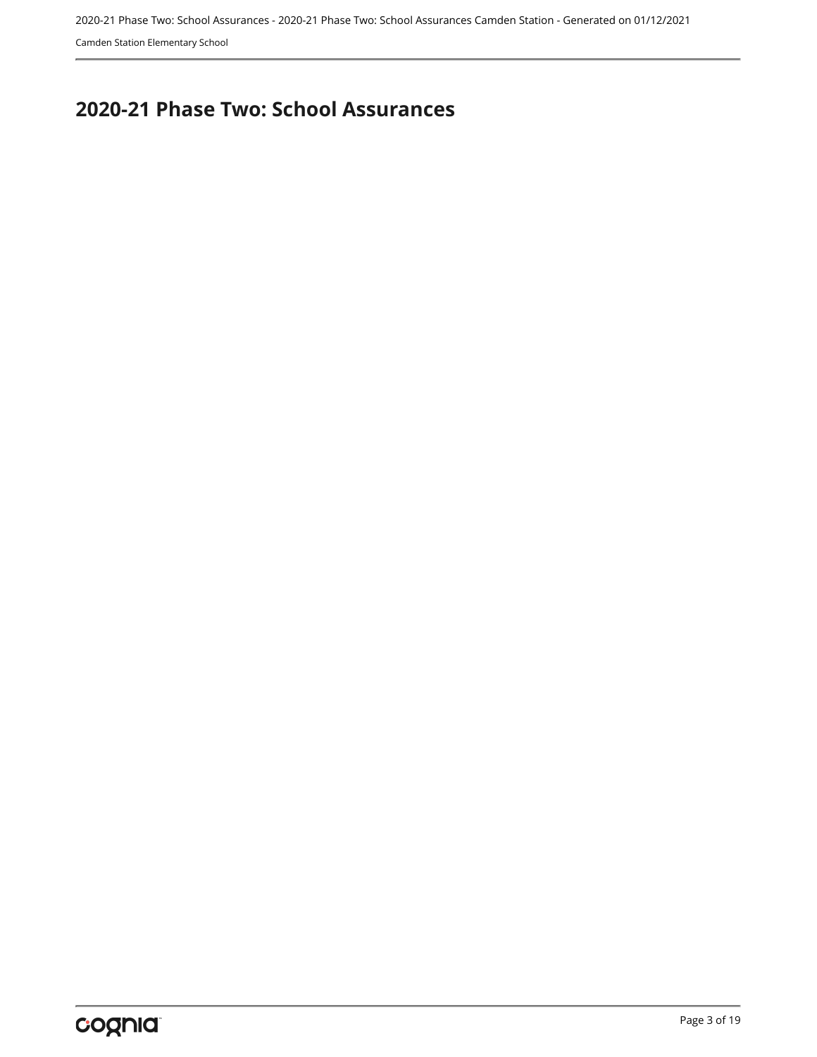# 2020-21 Phase Two: School Assurances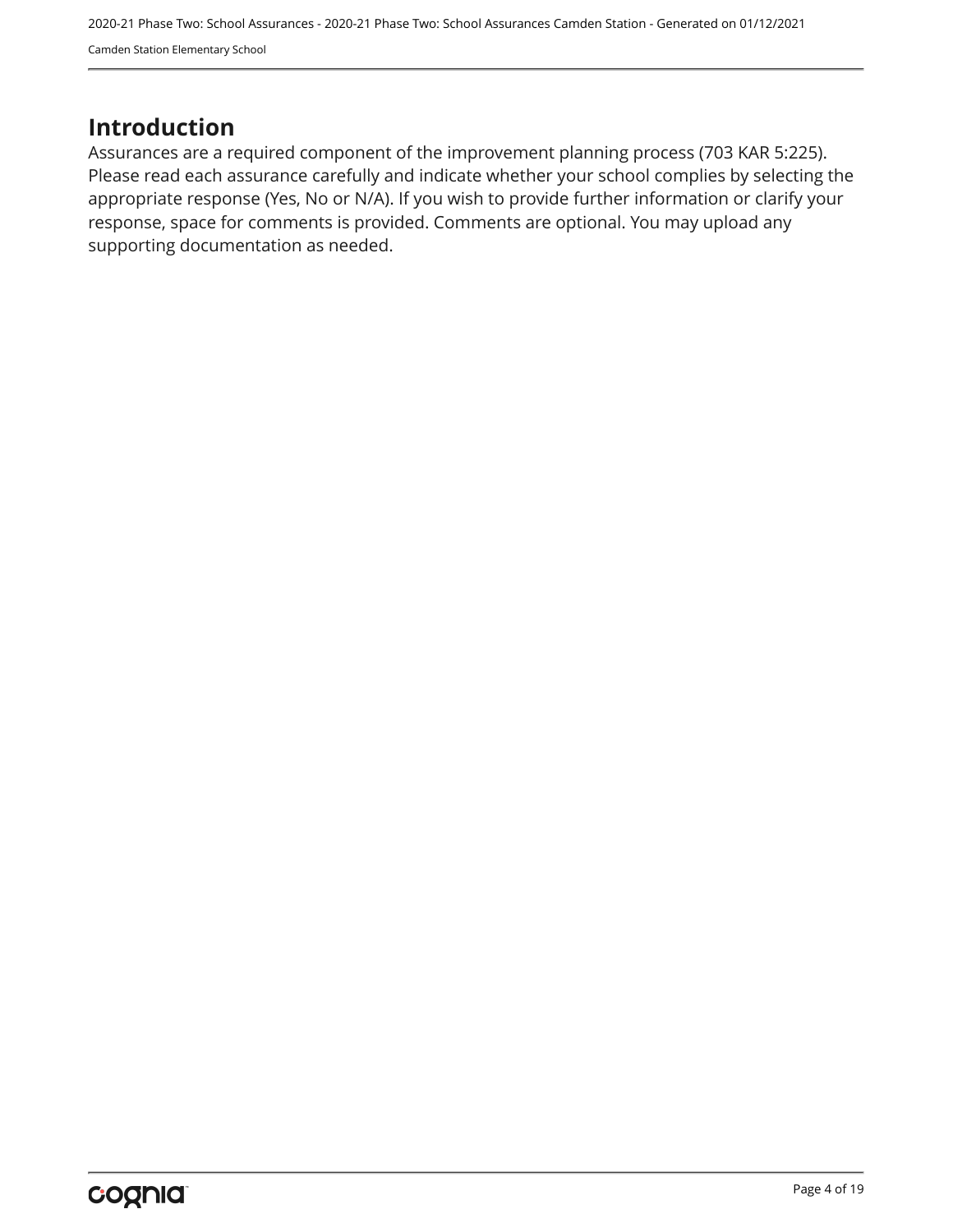# Introduction

Assurances are a required component of the improvement planning process (703 KAR 5:225). Please read each assurance carefully and indicate whether your school complies by selecting the appropriate response (Yes, No or N/A). If you wish to provide further information or clarify your response, space for comments is provided. Comments are optional. You may upload any supporting documentation as needed.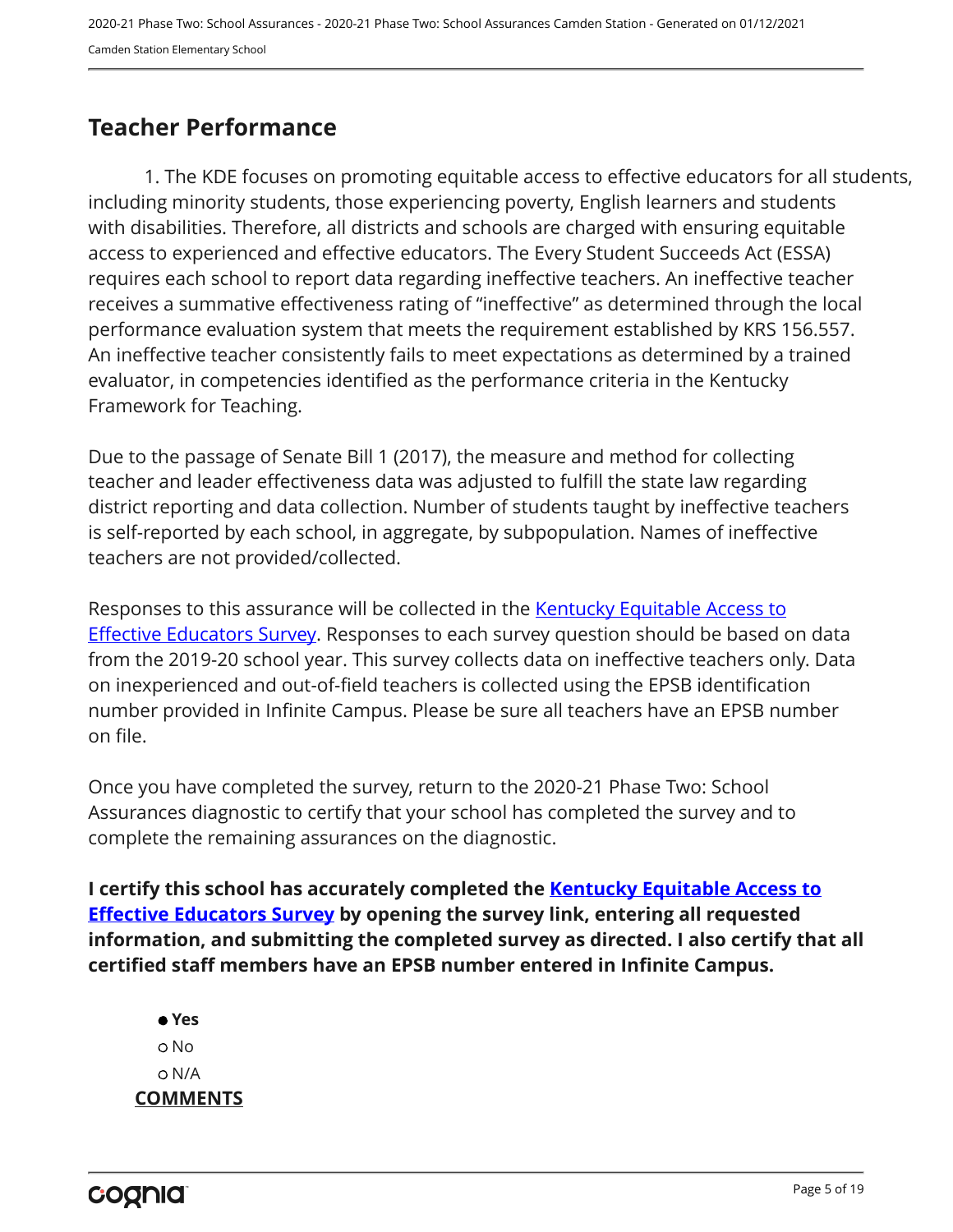## Teacher Performance

1. The KDE focuses on promoting equitable access to effective educators for all students, including minority students, those experiencing poverty, English learners and students with disabilities. Therefore, all districts and schools are charged with ensuring equitable access to experienced and effective educators. The Every Student Succeeds Act (ESSA) requires each school to report data regarding ineffective teachers. An ineffective teacher receives a summative effectiveness rating of "ineffective" as determined through the local performance evaluation system that meets the requirement established by KRS 156.557. An ineffective teacher consistently fails to meet expectations as determined by a trained evaluator, in competencies identified as the performance criteria in the Kentucky Framework for Teaching.

Due to the passage of Senate Bill 1 (2017), the measure and method for collecting teacher and leader effectiveness data was adjusted to fulfill the state law regarding district reporting and data collection. Number of students taught by ineffective teachers is self-reported by each school, in aggregate, by subpopulation. Names of ineffective teachers are not provided/collected.

Responses to this assurance will be collected in the Kentucky Equitable Access to Effective Educators Survey. Responses to each survey question should be based on data from the 2019-20 school year. This survey collects data on ineffective teachers only. Data on inexperienced and out-of-field teachers is collected using the EPSB identification number provided in Infinite Campus. Please be sure all teachers have an EPSB number on file.

Once you have completed the survey, return to the 2020-21 Phase Two: School Assurances diagnostic to certify that your school has completed the survey and to complete the remaining assurances on the diagnostic.

**I certify this school has accurately completed the Kentucky Equitable Access to Effective Educators Survey by opening the survey link, entering all requested information, and submitting the completed survey as directed. I also certify that all certified staff members have an EPSB number entered in Infinite Campus.**

- **Yes** (selected)
- No
- N/A

**COMMENTS**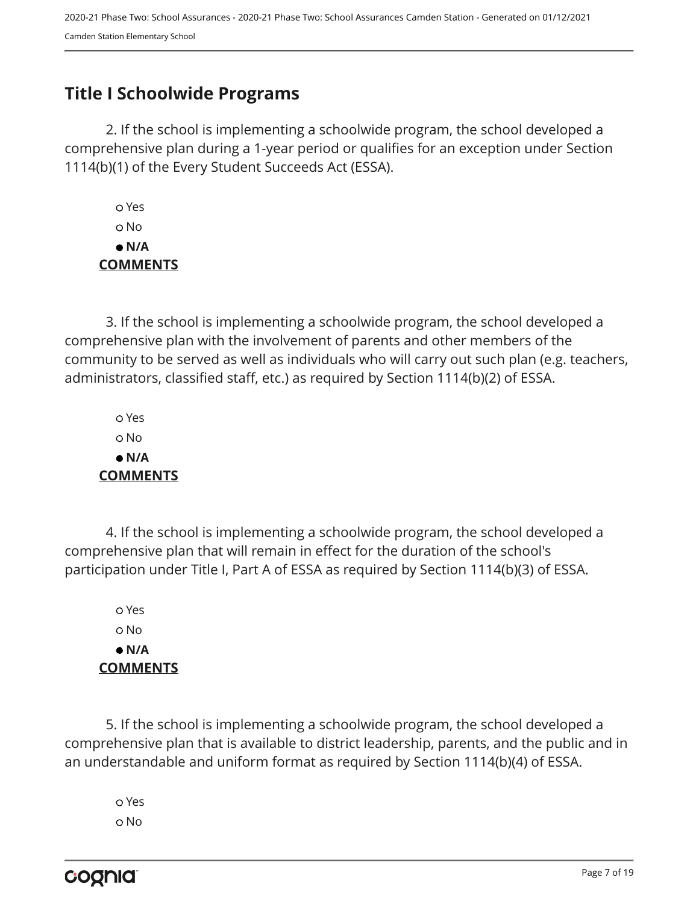## Title I Schoolwide Programs

2. If the school is implementing a schoolwide program, the school developed a comprehensive plan during a 1-year period or qualifies for an exception under Section 1114(b)(1) of the Every Student Succeeds Act (ESSA).

- ○ Yes
- ○ No
- ● **N/A**

**COMMENTS**

3. If the school is implementing a schoolwide program, the school developed a comprehensive plan with the involvement of parents and other members of the community to be served as well as individuals who will carry out such plan (e.g. teachers, administrators, classified staff, etc.) as required by Section 1114(b)(2) of ESSA.

- ○ Yes
- ○ No
- ● **N/A**

**COMMENTS**

4. If the school is implementing a schoolwide program, the school developed a comprehensive plan that will remain in effect for the duration of the school's participation under Title I, Part A of ESSA as required by Section 1114(b)(3) of ESSA.

- ○ Yes
- ○ No
- ● **N/A**

**COMMENTS**

5. If the school is implementing a schoolwide program, the school developed a comprehensive plan that is available to district leadership, parents, and the public and in an understandable and uniform format as required by Section 1114(b)(4) of ESSA.

- ○ Yes
- ○ No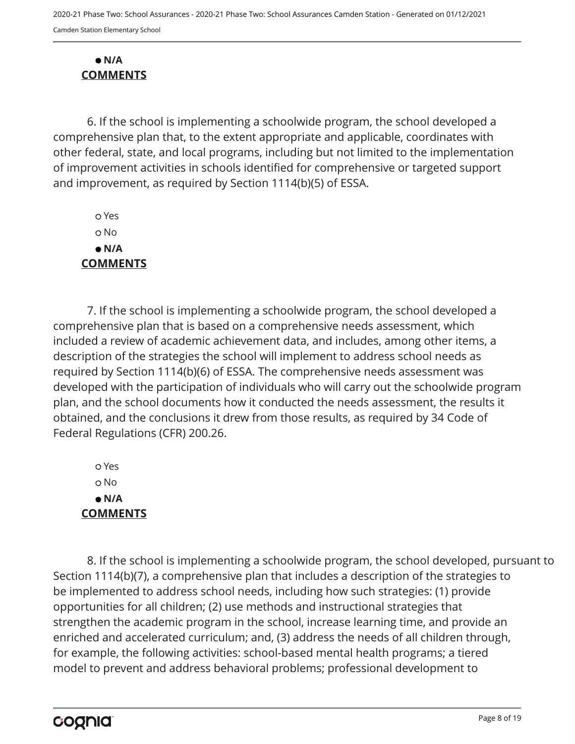- **N/A**

**COMMENTS**

6. If the school is implementing a schoolwide program, the school developed a comprehensive plan that, to the extent appropriate and applicable, coordinates with other federal, state, and local programs, including but not limited to the implementation of improvement activities in schools identified for comprehensive or targeted support and improvement, as required by Section 1114(b)(5) of ESSA.

- Yes
- No
- **N/A**

**COMMENTS**

7. If the school is implementing a schoolwide program, the school developed a comprehensive plan that is based on a comprehensive needs assessment, which included a review of academic achievement data, and includes, among other items, a description of the strategies the school will implement to address school needs as required by Section 1114(b)(6) of ESSA. The comprehensive needs assessment was developed with the participation of individuals who will carry out the schoolwide program plan, and the school documents how it conducted the needs assessment, the results it obtained, and the conclusions it drew from those results, as required by 34 Code of Federal Regulations (CFR) 200.26.

- Yes
- No
- **N/A**

**COMMENTS**

8. If the school is implementing a schoolwide program, the school developed, pursuant to Section 1114(b)(7), a comprehensive plan that includes a description of the strategies to be implemented to address school needs, including how such strategies: (1) provide opportunities for all children; (2) use methods and instructional strategies that strengthen the academic program in the school, increase learning time, and provide an enriched and accelerated curriculum; and, (3) address the needs of all children through, for example, the following activities: school-based mental health programs; a tiered model to prevent and address behavioral problems; professional development to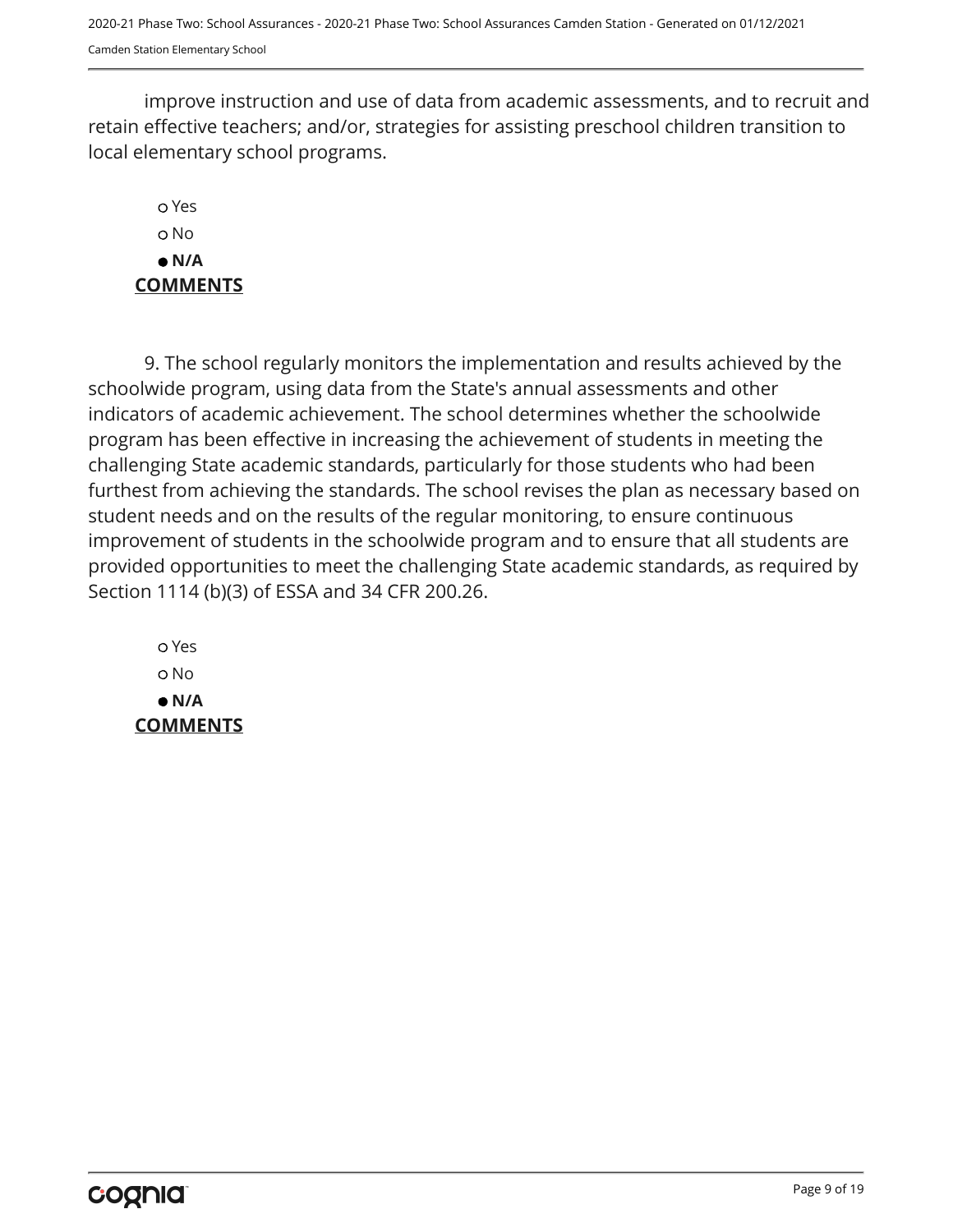improve instruction and use of data from academic assessments, and to recruit and retain effective teachers; and/or, strategies for assisting preschool children transition to local elementary school programs.

- ○ Yes
- ○ No
- ● **N/A**

**COMMENTS**

9. The school regularly monitors the implementation and results achieved by the schoolwide program, using data from the State's annual assessments and other indicators of academic achievement. The school determines whether the schoolwide program has been effective in increasing the achievement of students in meeting the challenging State academic standards, particularly for those students who had been furthest from achieving the standards. The school revises the plan as necessary based on student needs and on the results of the regular monitoring, to ensure continuous improvement of students in the schoolwide program and to ensure that all students are provided opportunities to meet the challenging State academic standards, as required by Section 1114 (b)(3) of ESSA and 34 CFR 200.26.

- ○ Yes
- ○ No
- ● **N/A**

**COMMENTS**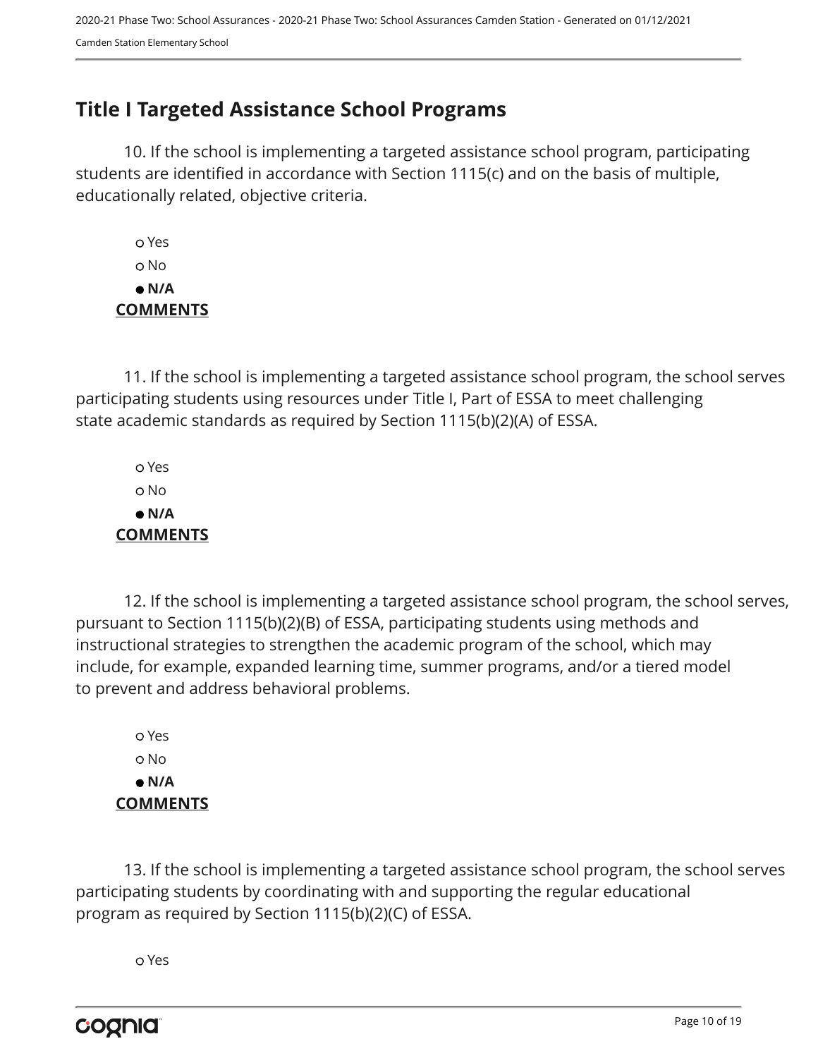## Title I Targeted Assistance School Programs

10. If the school is implementing a targeted assistance school program, participating students are identified in accordance with Section 1115(c) and on the basis of multiple, educationally related, objective criteria.

- ○ Yes
- ○ No
- ● **N/A**

**COMMENTS**

11. If the school is implementing a targeted assistance school program, the school serves participating students using resources under Title I, Part of ESSA to meet challenging state academic standards as required by Section 1115(b)(2)(A) of ESSA.

- ○ Yes
- ○ No
- ● **N/A**

**COMMENTS**

12. If the school is implementing a targeted assistance school program, the school serves, pursuant to Section 1115(b)(2)(B) of ESSA, participating students using methods and instructional strategies to strengthen the academic program of the school, which may include, for example, expanded learning time, summer programs, and/or a tiered model to prevent and address behavioral problems.

- ○ Yes
- ○ No
- ● **N/A**

**COMMENTS**

13. If the school is implementing a targeted assistance school program, the school serves participating students by coordinating with and supporting the regular educational program as required by Section 1115(b)(2)(C) of ESSA.

- ○ Yes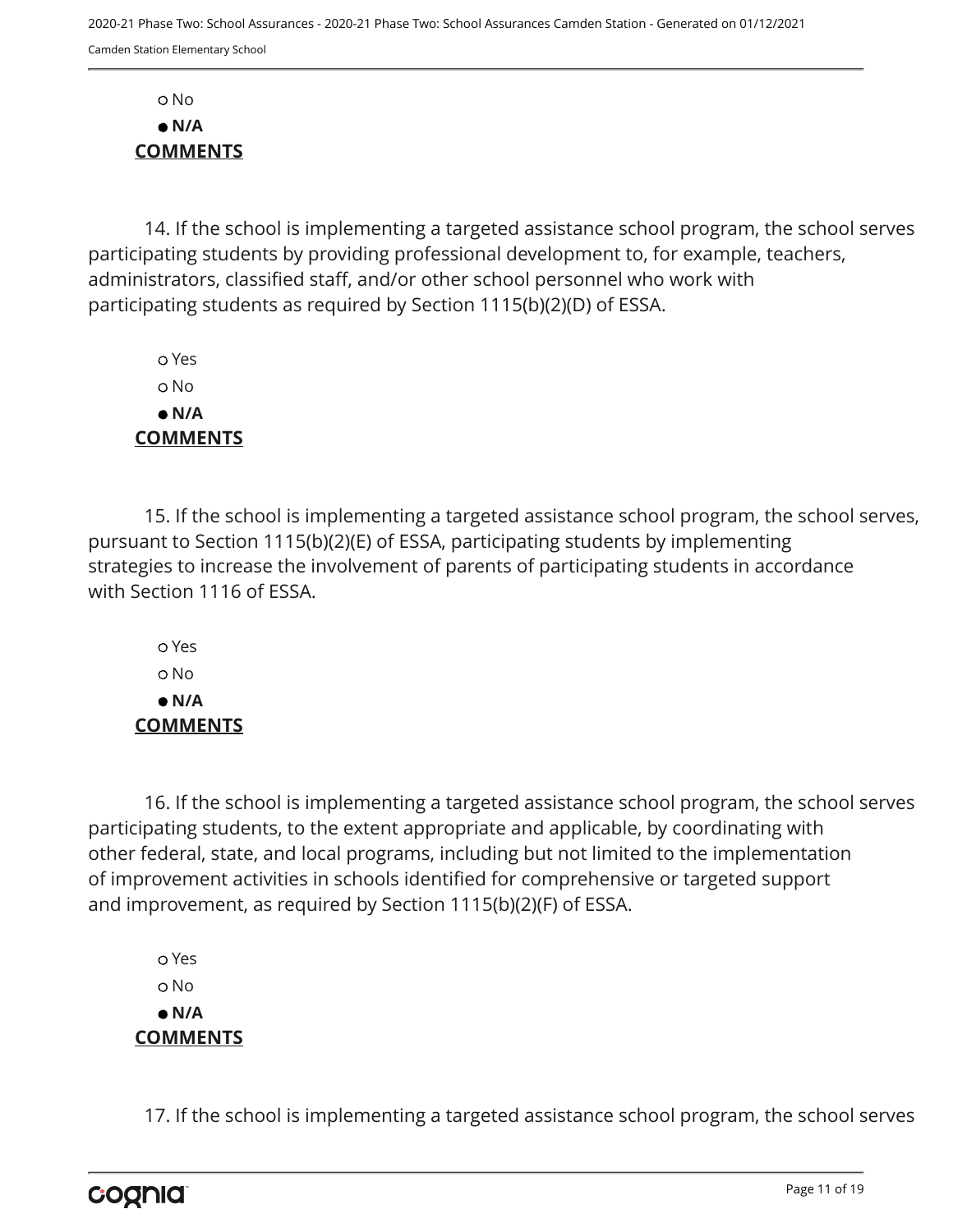○ No

● **N/A**

**COMMENTS**

14. If the school is implementing a targeted assistance school program, the school serves participating students by providing professional development to, for example, teachers, administrators, classified staff, and/or other school personnel who work with participating students as required by Section 1115(b)(2)(D) of ESSA.

○ Yes

○ No

● **N/A**

**COMMENTS**

15. If the school is implementing a targeted assistance school program, the school serves, pursuant to Section 1115(b)(2)(E) of ESSA, participating students by implementing strategies to increase the involvement of parents of participating students in accordance with Section 1116 of ESSA.

○ Yes

○ No

● **N/A**

**COMMENTS**

16. If the school is implementing a targeted assistance school program, the school serves participating students, to the extent appropriate and applicable, by coordinating with other federal, state, and local programs, including but not limited to the implementation of improvement activities in schools identified for comprehensive or targeted support and improvement, as required by Section 1115(b)(2)(F) of ESSA.

○ Yes

○ No

● **N/A**

**COMMENTS**

17. If the school is implementing a targeted assistance school program, the school serves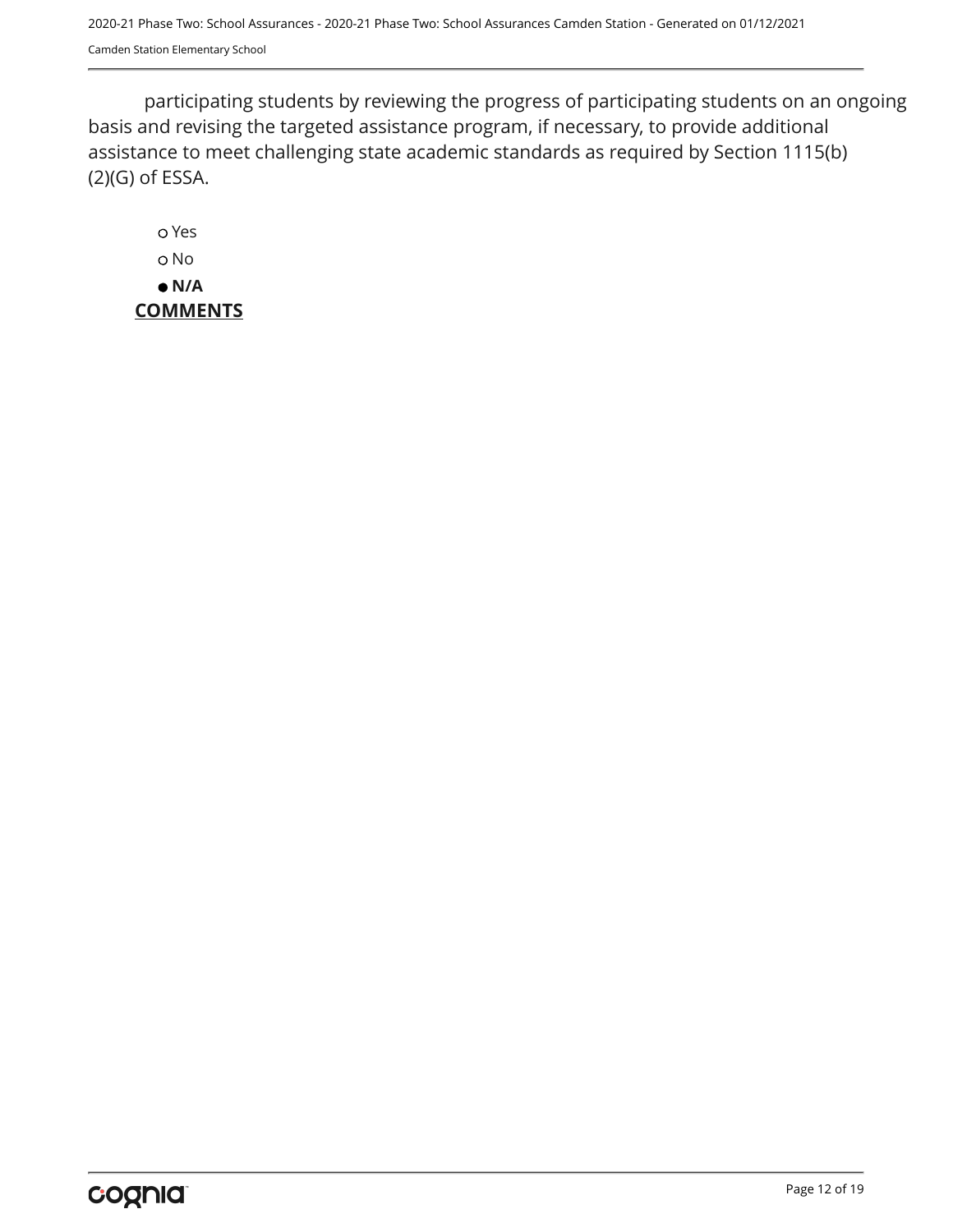participating students by reviewing the progress of participating students on an ongoing basis and revising the targeted assistance program, if necessary, to provide additional assistance to meet challenging state academic standards as required by Section 1115(b)(2)(G) of ESSA.

- ○ Yes
- ○ No
- ● **N/A**

**COMMENTS**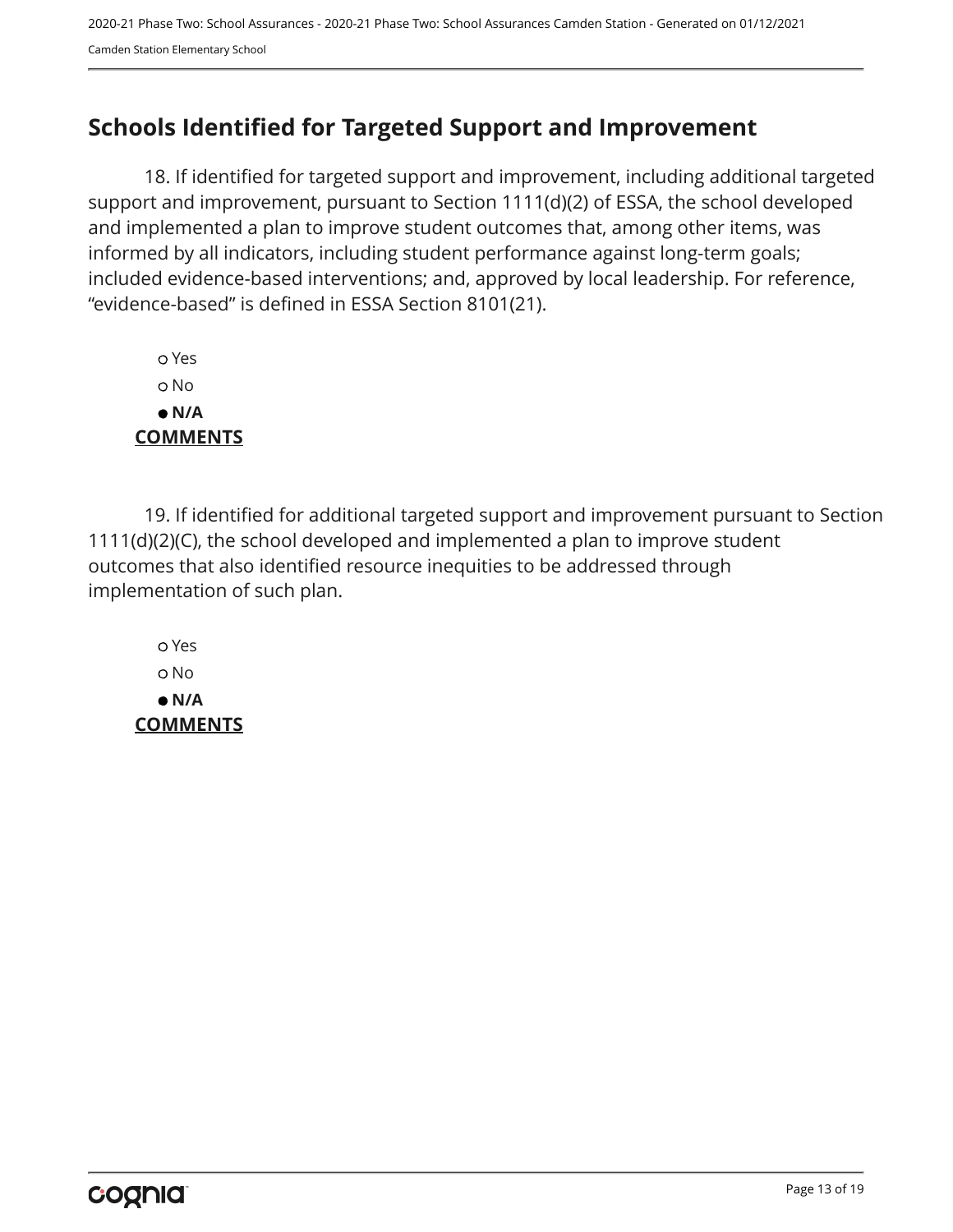## Schools Identified for Targeted Support and Improvement

18. If identified for targeted support and improvement, including additional targeted support and improvement, pursuant to Section 1111(d)(2) of ESSA, the school developed and implemented a plan to improve student outcomes that, among other items, was informed by all indicators, including student performance against long-term goals; included evidence-based interventions; and, approved by local leadership. For reference, "evidence-based" is defined in ESSA Section 8101(21).

- ○ Yes
- ○ No
- ● **N/A**

**COMMENTS**

19. If identified for additional targeted support and improvement pursuant to Section 1111(d)(2)(C), the school developed and implemented a plan to improve student outcomes that also identified resource inequities to be addressed through implementation of such plan.

- ○ Yes
- ○ No
- ● **N/A**

**COMMENTS**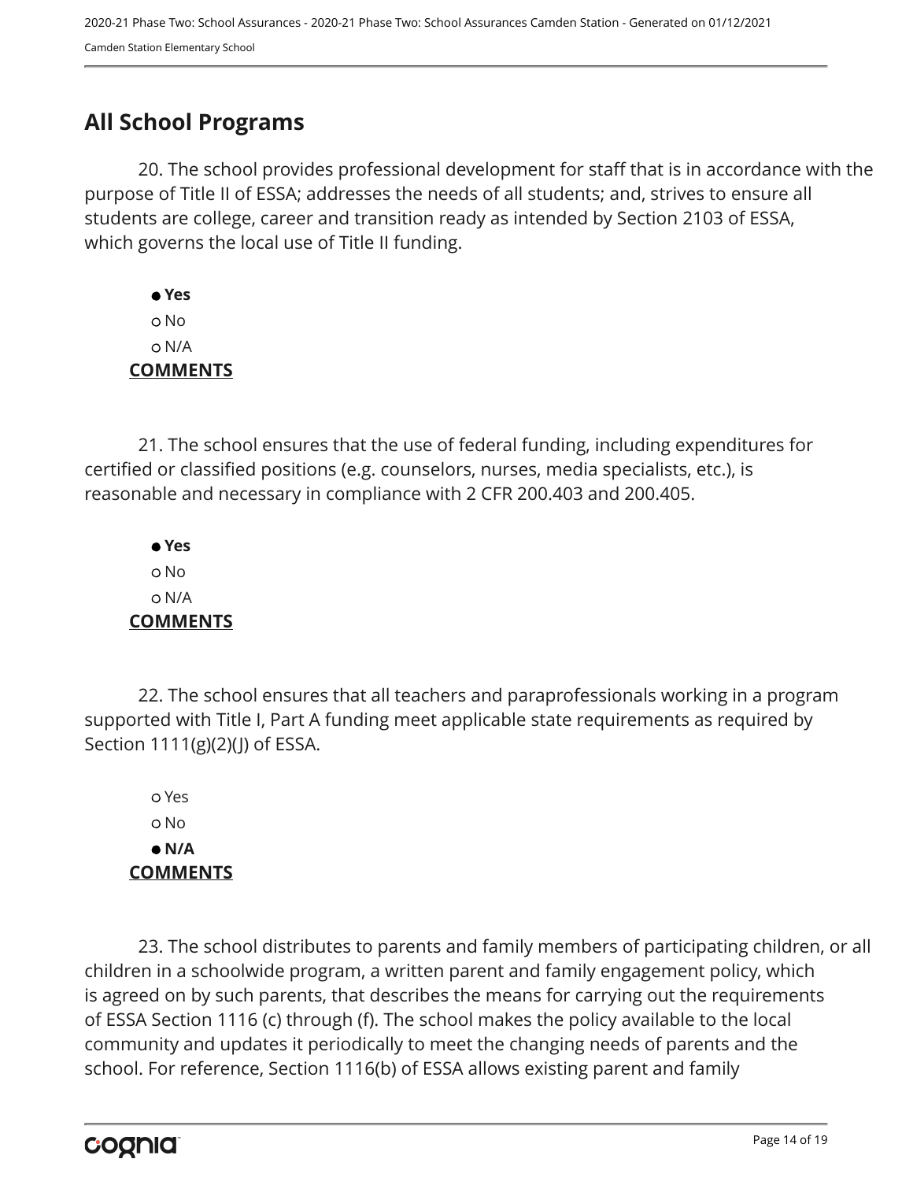## All School Programs

20. The school provides professional development for staff that is in accordance with the purpose of Title II of ESSA; addresses the needs of all students; and, strives to ensure all students are college, career and transition ready as intended by Section 2103 of ESSA, which governs the local use of Title II funding.

- ● **Yes**
- ○ No
- ○ N/A

**COMMENTS**

21. The school ensures that the use of federal funding, including expenditures for certified or classified positions (e.g. counselors, nurses, media specialists, etc.), is reasonable and necessary in compliance with 2 CFR 200.403 and 200.405.

- ● **Yes**
- ○ No
- ○ N/A

**COMMENTS**

22. The school ensures that all teachers and paraprofessionals working in a program supported with Title I, Part A funding meet applicable state requirements as required by Section 1111(g)(2)(J) of ESSA.

- ○ Yes
- ○ No
- ● **N/A**

**COMMENTS**

23. The school distributes to parents and family members of participating children, or all children in a schoolwide program, a written parent and family engagement policy, which is agreed on by such parents, that describes the means for carrying out the requirements of ESSA Section 1116 (c) through (f). The school makes the policy available to the local community and updates it periodically to meet the changing needs of parents and the school. For reference, Section 1116(b) of ESSA allows existing parent and family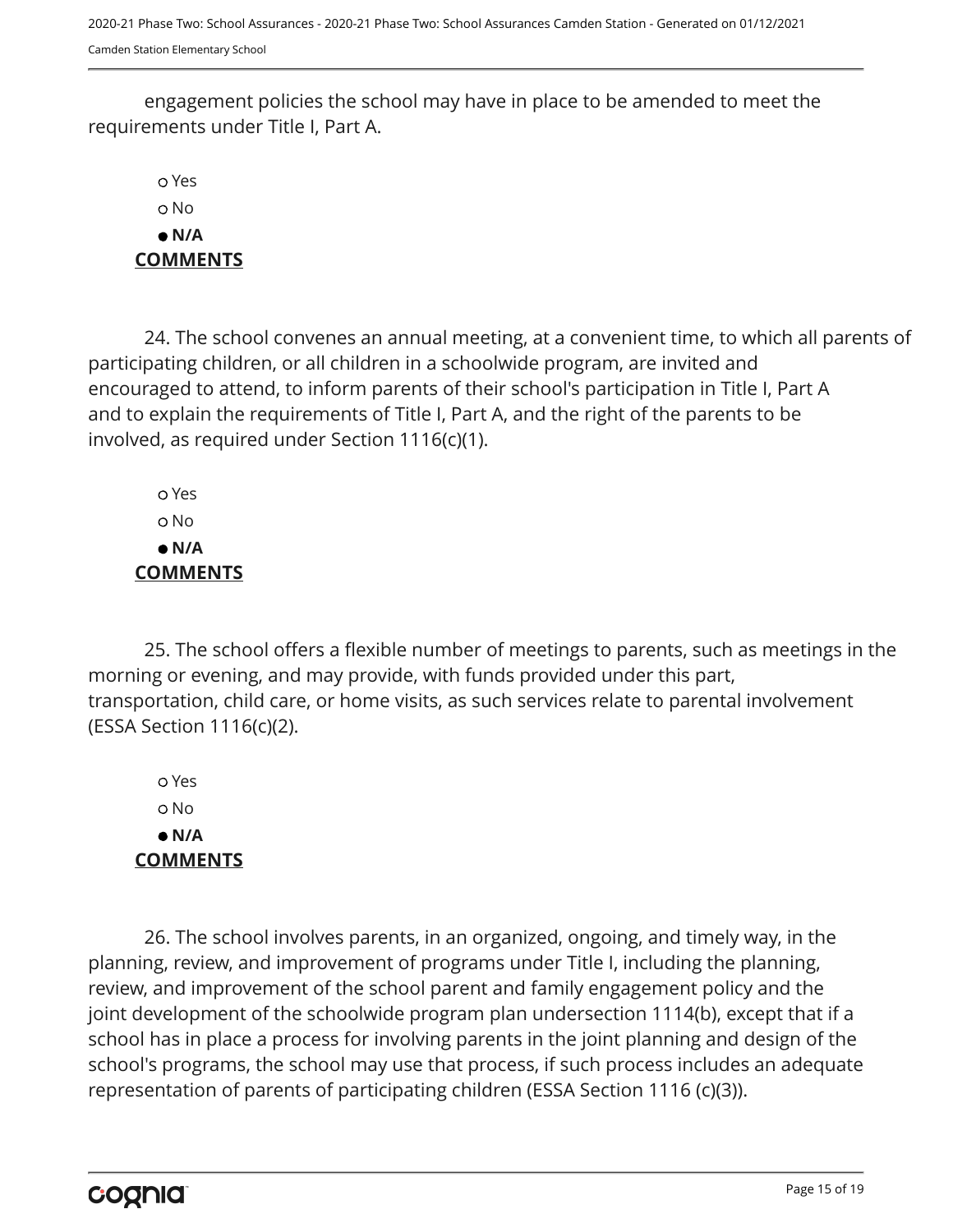engagement policies the school may have in place to be amended to meet the requirements under Title I, Part A.

- ○ Yes
- ○ No
- ● **N/A**

**COMMENTS**

24. The school convenes an annual meeting, at a convenient time, to which all parents of participating children, or all children in a schoolwide program, are invited and encouraged to attend, to inform parents of their school's participation in Title I, Part A and to explain the requirements of Title I, Part A, and the right of the parents to be involved, as required under Section 1116(c)(1).

- ○ Yes
- ○ No
- ● **N/A**

**COMMENTS**

25. The school offers a flexible number of meetings to parents, such as meetings in the morning or evening, and may provide, with funds provided under this part, transportation, child care, or home visits, as such services relate to parental involvement (ESSA Section 1116(c)(2).

- ○ Yes
- ○ No
- ● **N/A**

**COMMENTS**

26. The school involves parents, in an organized, ongoing, and timely way, in the planning, review, and improvement of programs under Title I, including the planning, review, and improvement of the school parent and family engagement policy and the joint development of the schoolwide program plan undersection 1114(b), except that if a school has in place a process for involving parents in the joint planning and design of the school's programs, the school may use that process, if such process includes an adequate representation of parents of participating children (ESSA Section 1116 (c)(3)).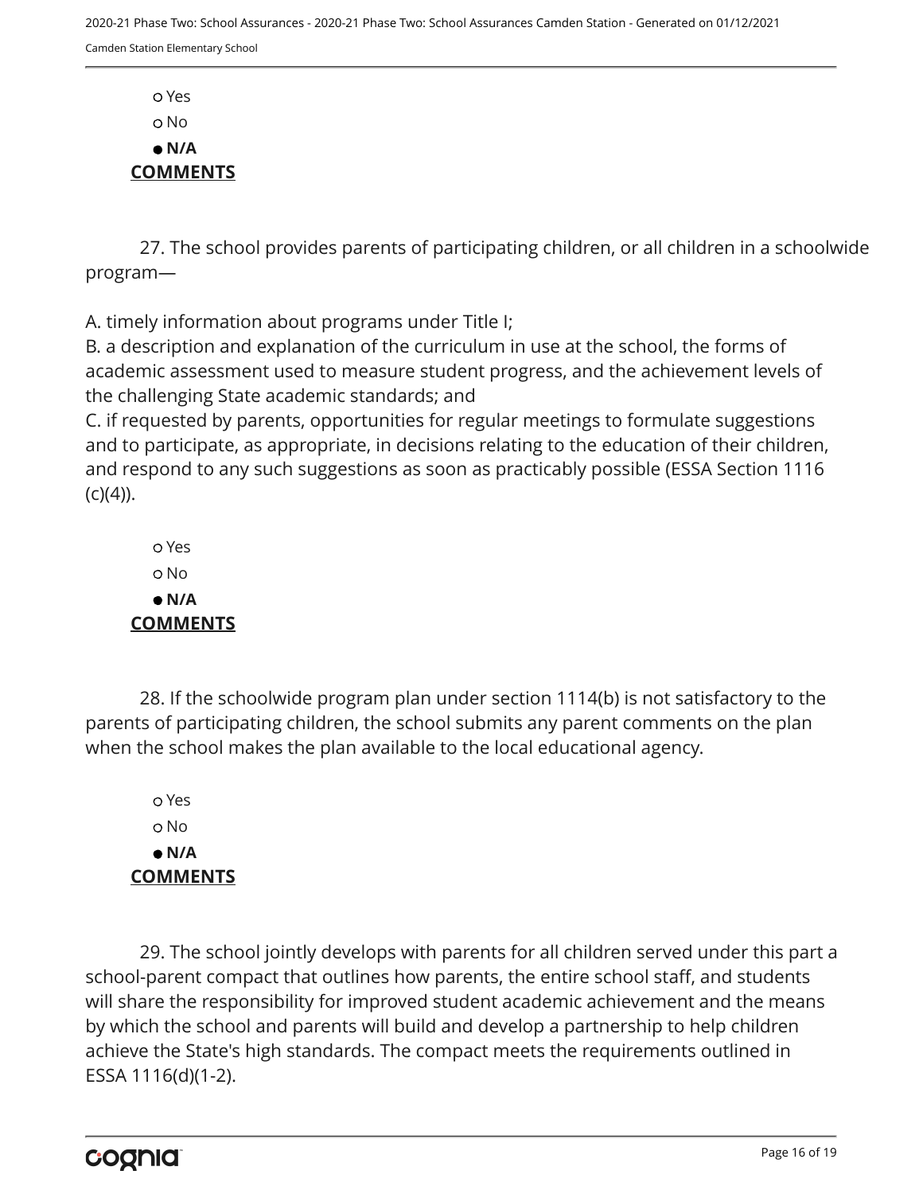○ Yes
○ No
● **N/A**

**COMMENTS**

27. The school provides parents of participating children, or all children in a schoolwide program—

A. timely information about programs under Title I;
B. a description and explanation of the curriculum in use at the school, the forms of academic assessment used to measure student progress, and the achievement levels of the challenging State academic standards; and
C. if requested by parents, opportunities for regular meetings to formulate suggestions and to participate, as appropriate, in decisions relating to the education of their children, and respond to any such suggestions as soon as practicably possible (ESSA Section 1116 (c)(4)).

○ Yes
○ No
● **N/A**

**COMMENTS**

28. If the schoolwide program plan under section 1114(b) is not satisfactory to the parents of participating children, the school submits any parent comments on the plan when the school makes the plan available to the local educational agency.

○ Yes
○ No
● **N/A**

**COMMENTS**

29. The school jointly develops with parents for all children served under this part a school-parent compact that outlines how parents, the entire school staff, and students will share the responsibility for improved student academic achievement and the means by which the school and parents will build and develop a partnership to help children achieve the State's high standards. The compact meets the requirements outlined in ESSA 1116(d)(1-2).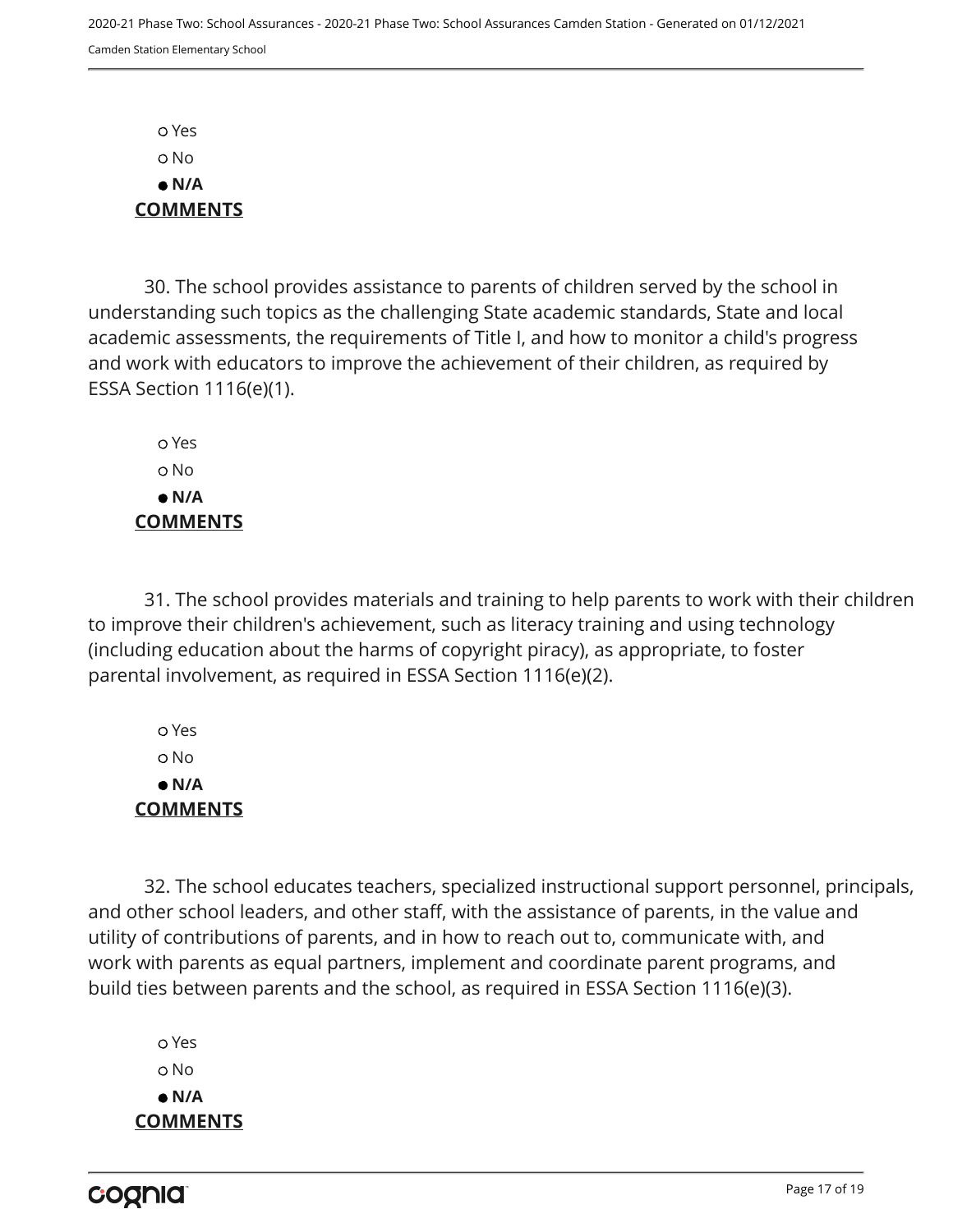- Yes
- No
- **N/A**

**COMMENTS**

30. The school provides assistance to parents of children served by the school in understanding such topics as the challenging State academic standards, State and local academic assessments, the requirements of Title I, and how to monitor a child's progress and work with educators to improve the achievement of their children, as required by ESSA Section 1116(e)(1).

- Yes
- No
- **N/A**

**COMMENTS**

31. The school provides materials and training to help parents to work with their children to improve their children's achievement, such as literacy training and using technology (including education about the harms of copyright piracy), as appropriate, to foster parental involvement, as required in ESSA Section 1116(e)(2).

- Yes
- No
- **N/A**

**COMMENTS**

32. The school educates teachers, specialized instructional support personnel, principals, and other school leaders, and other staff, with the assistance of parents, in the value and utility of contributions of parents, and in how to reach out to, communicate with, and work with parents as equal partners, implement and coordinate parent programs, and build ties between parents and the school, as required in ESSA Section 1116(e)(3).

- Yes
- No
- **N/A**

**COMMENTS**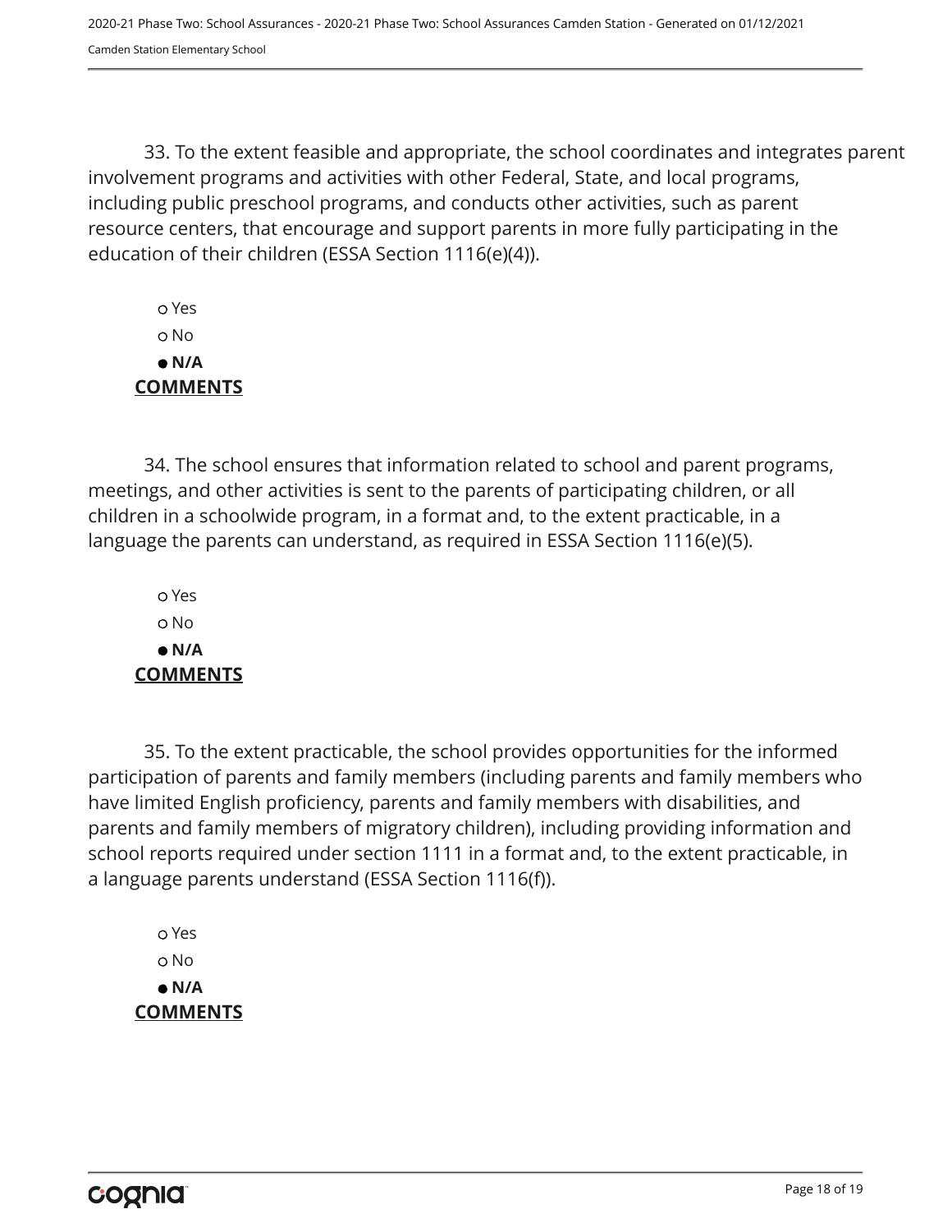33. To the extent feasible and appropriate, the school coordinates and integrates parent involvement programs and activities with other Federal, State, and local programs, including public preschool programs, and conducts other activities, such as parent resource centers, that encourage and support parents in more fully participating in the education of their children (ESSA Section 1116(e)(4)).

- ○ Yes
- ○ No
- ● **N/A**

**COMMENTS**

34. The school ensures that information related to school and parent programs, meetings, and other activities is sent to the parents of participating children, or all children in a schoolwide program, in a format and, to the extent practicable, in a language the parents can understand, as required in ESSA Section 1116(e)(5).

- ○ Yes
- ○ No
- ● **N/A**

**COMMENTS**

35. To the extent practicable, the school provides opportunities for the informed participation of parents and family members (including parents and family members who have limited English proficiency, parents and family members with disabilities, and parents and family members of migratory children), including providing information and school reports required under section 1111 in a format and, to the extent practicable, in a language parents understand (ESSA Section 1116(f)).

- ○ Yes
- ○ No
- ● **N/A**

**COMMENTS**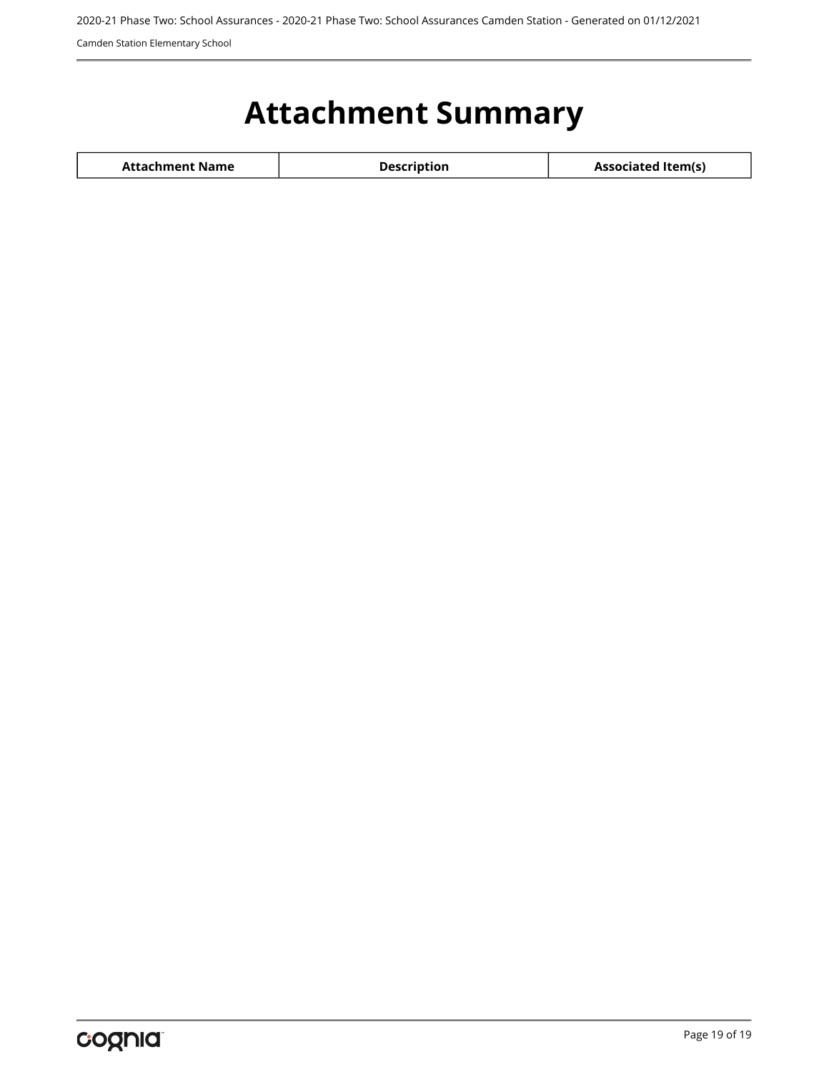# Attachment Summary

| Attachment Name | Description | Associated Item(s) |
|---|---|---|